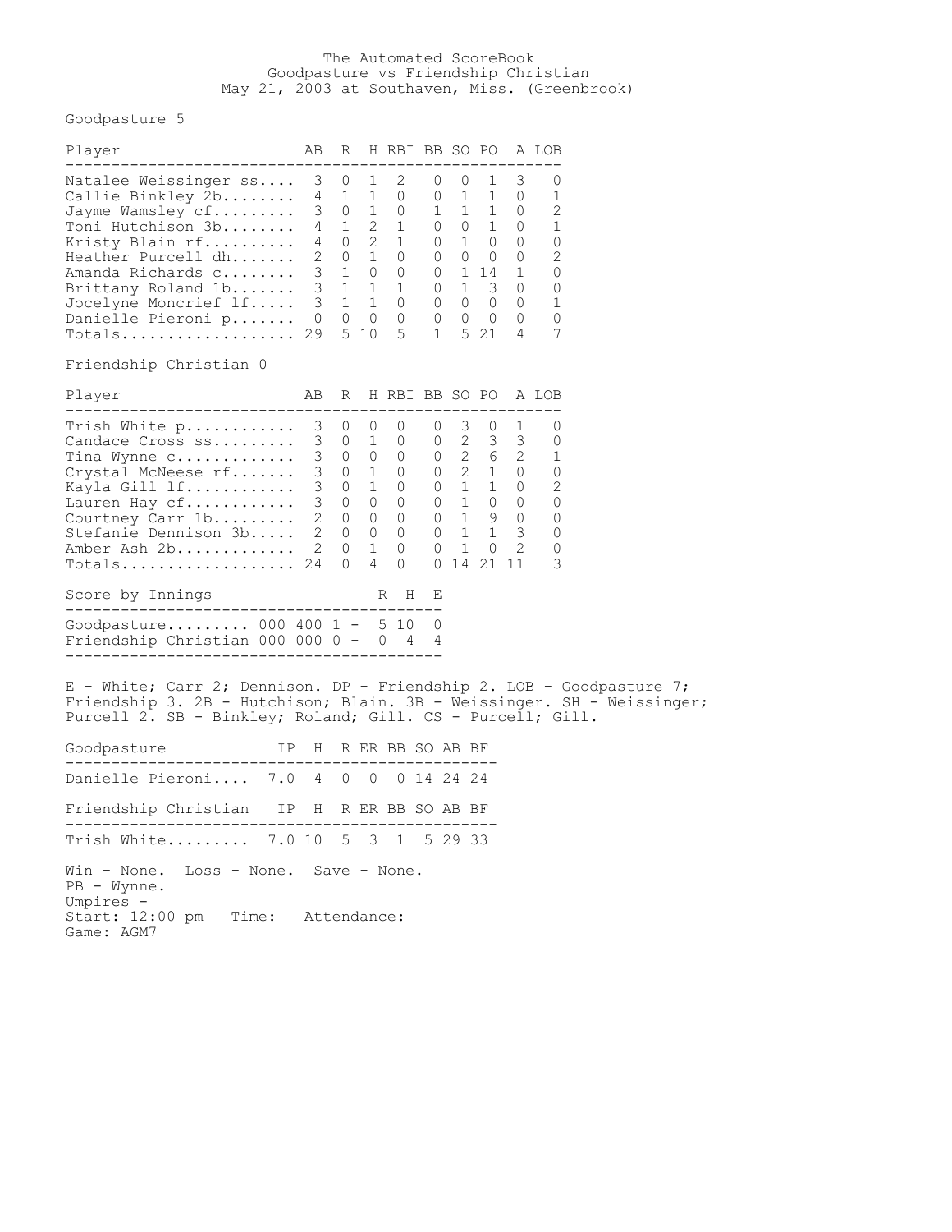# The Automated ScoreBook
## Goodpasture vs Friendship Christian
### May 21, 2003 at Southaven, Miss. (Greenbrook)

Goodpasture 5

| Player | AB | R | H | RBI | BB | SO | PO | A | LOB |
|---|---|---|---|---|---|---|---|---|---|
| Natalee Weissinger ss.... | 3 | 0 | 1 | 2 | 0 | 0 | 1 | 3 | 0 |
| Callie Binkley 2b........ | 4 | 1 | 1 | 0 | 0 | 1 | 1 | 0 | 1 |
| Jayme Wamsley cf......... | 3 | 0 | 1 | 0 | 1 | 1 | 1 | 0 | 2 |
| Toni Hutchison 3b........ | 4 | 1 | 2 | 1 | 0 | 0 | 1 | 0 | 1 |
| Kristy Blain rf.......... | 4 | 0 | 2 | 1 | 0 | 1 | 0 | 0 | 0 |
| Heather Purcell dh....... | 2 | 0 | 1 | 0 | 0 | 0 | 0 | 0 | 2 |
| Amanda Richards c........ | 3 | 1 | 0 | 0 | 0 | 1 | 14 | 1 | 0 |
| Brittany Roland 1b....... | 3 | 1 | 1 | 1 | 0 | 1 | 3 | 0 | 0 |
| Jocelyne Moncrief lf..... | 3 | 1 | 1 | 0 | 0 | 0 | 0 | 0 | 1 |
| Danielle Pieroni p....... | 0 | 0 | 0 | 0 | 0 | 0 | 0 | 0 | 0 |
| Totals.................. | 29 | 5 | 10 | 5 | 1 | 5 | 21 | 4 | 7 |

Friendship Christian 0

| Player | AB | R | H | RBI | BB | SO | PO | A | LOB |
|---|---|---|---|---|---|---|---|---|---|
| Trish White p............ | 3 | 0 | 0 | 0 | 0 | 3 | 0 | 1 | 0 |
| Candace Cross ss......... | 3 | 0 | 1 | 0 | 0 | 2 | 3 | 3 | 0 |
| Tina Wynne c............. | 3 | 0 | 0 | 0 | 0 | 2 | 6 | 2 | 1 |
| Crystal McNeese rf....... | 3 | 0 | 1 | 0 | 0 | 2 | 1 | 0 | 0 |
| Kayla Gill lf............ | 3 | 0 | 1 | 0 | 0 | 1 | 1 | 0 | 2 |
| Lauren Hay cf............ | 3 | 0 | 0 | 0 | 0 | 1 | 0 | 0 | 0 |
| Courtney Carr 1b......... | 2 | 0 | 0 | 0 | 0 | 1 | 9 | 0 | 0 |
| Stefanie Dennison 3b..... | 2 | 0 | 0 | 0 | 0 | 1 | 1 | 3 | 0 |
| Amber Ash 2b............. | 2 | 0 | 1 | 0 | 0 | 1 | 0 | 2 | 0 |
| Totals.................. | 24 | 0 | 4 | 0 | 0 | 14 | 21 | 11 | 3 |

| Score by Innings | | R | H | E |
|---|---|---|---|---|
| Goodpasture......... | 000 400 1 - | 5 | 10 | 0 |
| Friendship Christian | 000 000 0 - | 0 | 4 | 4 |

E - White; Carr 2; Dennison. DP - Friendship 2. LOB - Goodpasture 7; Friendship 3. 2B - Hutchison; Blain. 3B - Weissinger. SH - Weissinger; Purcell 2. SB - Binkley; Roland; Gill. CS - Purcell; Gill.

| Goodpasture | IP | H | R | ER | BB | SO | AB | BF |
|---|---|---|---|---|---|---|---|---|
| Danielle Pieroni.... | 7.0 | 4 | 0 | 0 | 0 | 14 | 24 | 24 |

| Friendship Christian | IP | H | R | ER | BB | SO | AB | BF |
|---|---|---|---|---|---|---|---|---|
| Trish White......... | 7.0 | 10 | 5 | 3 | 1 | 5 | 29 | 33 |

Win - None. Loss - None. Save - None.
PB - Wynne.
Umpires -
Start: 12:00 pm Time: Attendance:
Game: AGM7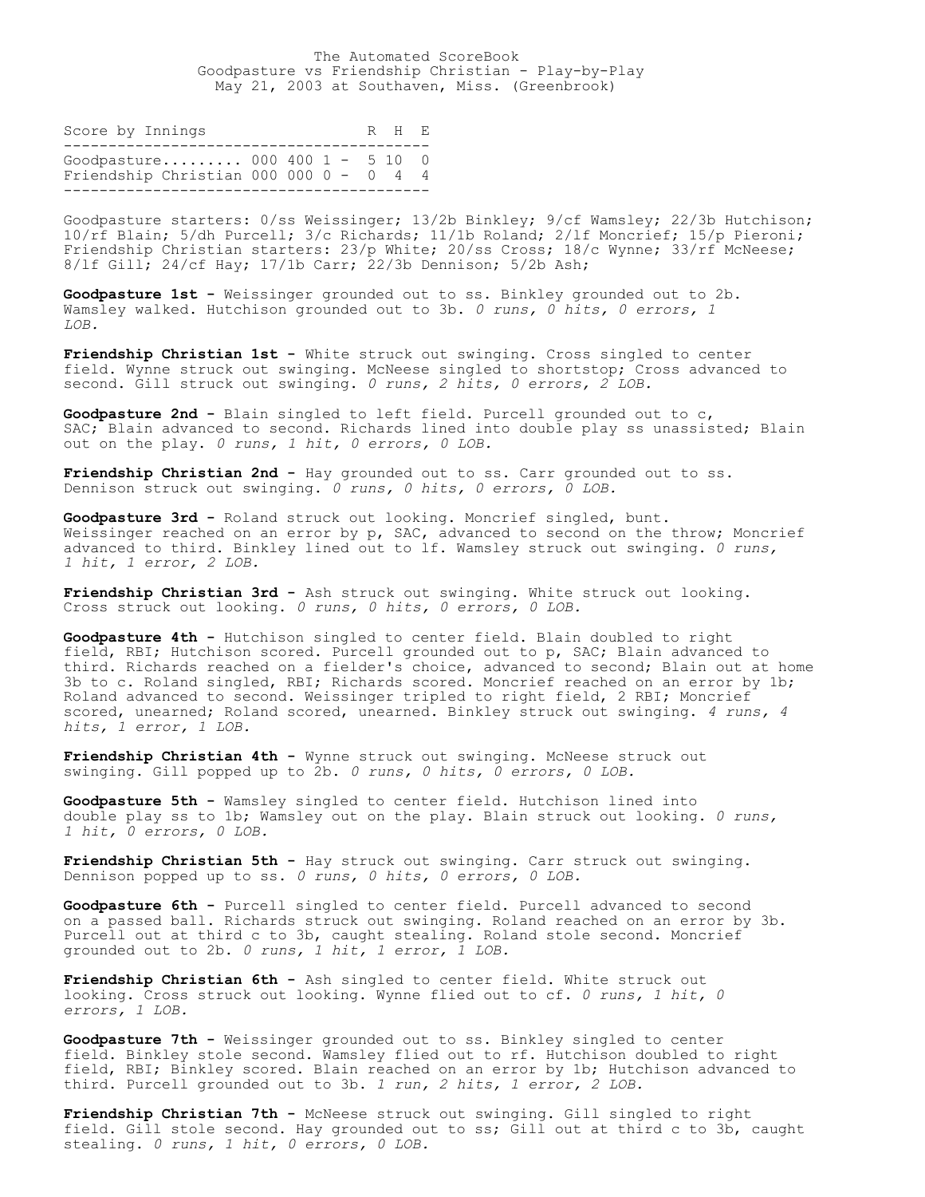The Automated ScoreBook
Goodpasture vs Friendship Christian - Play-by-Play
May 21, 2003 at Southaven, Miss. (Greenbrook)

| Score by Innings | | R | H | E |
|---|---|---|---|---|
| Goodpasture......... | 000 400 1 - | 5 | 10 | 0 |
| Friendship Christian | 000 000 0 - | 0 | 4 | 4 |

Goodpasture starters: 0/ss Weissinger; 13/2b Binkley; 9/cf Wamsley; 22/3b Hutchison; 10/rf Blain; 5/dh Purcell; 3/c Richards; 11/1b Roland; 2/lf Moncrief; 15/p Pieroni;
Friendship Christian starters: 23/p White; 20/ss Cross; 18/c Wynne; 33/rf McNeese; 8/lf Gill; 24/cf Hay; 17/1b Carr; 22/3b Dennison; 5/2b Ash;

**Goodpasture 1st -** Weissinger grounded out to ss. Binkley grounded out to 2b. Wamsley walked. Hutchison grounded out to 3b. *0 runs, 0 hits, 0 errors, 1 LOB.*

**Friendship Christian 1st -** White struck out swinging. Cross singled to center field. Wynne struck out swinging. McNeese singled to shortstop; Cross advanced to second. Gill struck out swinging. *0 runs, 2 hits, 0 errors, 2 LOB.*

**Goodpasture 2nd -** Blain singled to left field. Purcell grounded out to c, SAC; Blain advanced to second. Richards lined into double play ss unassisted; Blain out on the play. *0 runs, 1 hit, 0 errors, 0 LOB.*

**Friendship Christian 2nd -** Hay grounded out to ss. Carr grounded out to ss. Dennison struck out swinging. *0 runs, 0 hits, 0 errors, 0 LOB.*

**Goodpasture 3rd -** Roland struck out looking. Moncrief singled, bunt. Weissinger reached on an error by p, SAC, advanced to second on the throw; Moncrief advanced to third. Binkley lined out to lf. Wamsley struck out swinging. *0 runs, 1 hit, 1 error, 2 LOB.*

**Friendship Christian 3rd -** Ash struck out swinging. White struck out looking. Cross struck out looking. *0 runs, 0 hits, 0 errors, 0 LOB.*

**Goodpasture 4th -** Hutchison singled to center field. Blain doubled to right field, RBI; Hutchison scored. Purcell grounded out to p, SAC; Blain advanced to third. Richards reached on a fielder's choice, advanced to second; Blain out at home 3b to c. Roland singled, RBI; Richards scored. Moncrief reached on an error by 1b; Roland advanced to second. Weissinger tripled to right field, 2 RBI; Moncrief scored, unearned; Roland scored, unearned. Binkley struck out swinging. *4 runs, 4 hits, 1 error, 1 LOB.*

**Friendship Christian 4th -** Wynne struck out swinging. McNeese struck out swinging. Gill popped up to 2b. *0 runs, 0 hits, 0 errors, 0 LOB.*

**Goodpasture 5th -** Wamsley singled to center field. Hutchison lined into double play ss to 1b; Wamsley out on the play. Blain struck out looking. *0 runs, 1 hit, 0 errors, 0 LOB.*

**Friendship Christian 5th -** Hay struck out swinging. Carr struck out swinging. Dennison popped up to ss. *0 runs, 0 hits, 0 errors, 0 LOB.*

**Goodpasture 6th -** Purcell singled to center field. Purcell advanced to second on a passed ball. Richards struck out swinging. Roland reached on an error by 3b. Purcell out at third c to 3b, caught stealing. Roland stole second. Moncrief grounded out to 2b. *0 runs, 1 hit, 1 error, 1 LOB.*

**Friendship Christian 6th -** Ash singled to center field. White struck out looking. Cross struck out looking. Wynne flied out to cf. *0 runs, 1 hit, 0 errors, 1 LOB.*

**Goodpasture 7th -** Weissinger grounded out to ss. Binkley singled to center field. Binkley stole second. Wamsley flied out to rf. Hutchison doubled to right field, RBI; Binkley scored. Blain reached on an error by 1b; Hutchison advanced to third. Purcell grounded out to 3b. *1 run, 2 hits, 1 error, 2 LOB.*

**Friendship Christian 7th -** McNeese struck out swinging. Gill singled to right field. Gill stole second. Hay grounded out to ss; Gill out at third c to 3b, caught stealing. *0 runs, 1 hit, 0 errors, 0 LOB.*